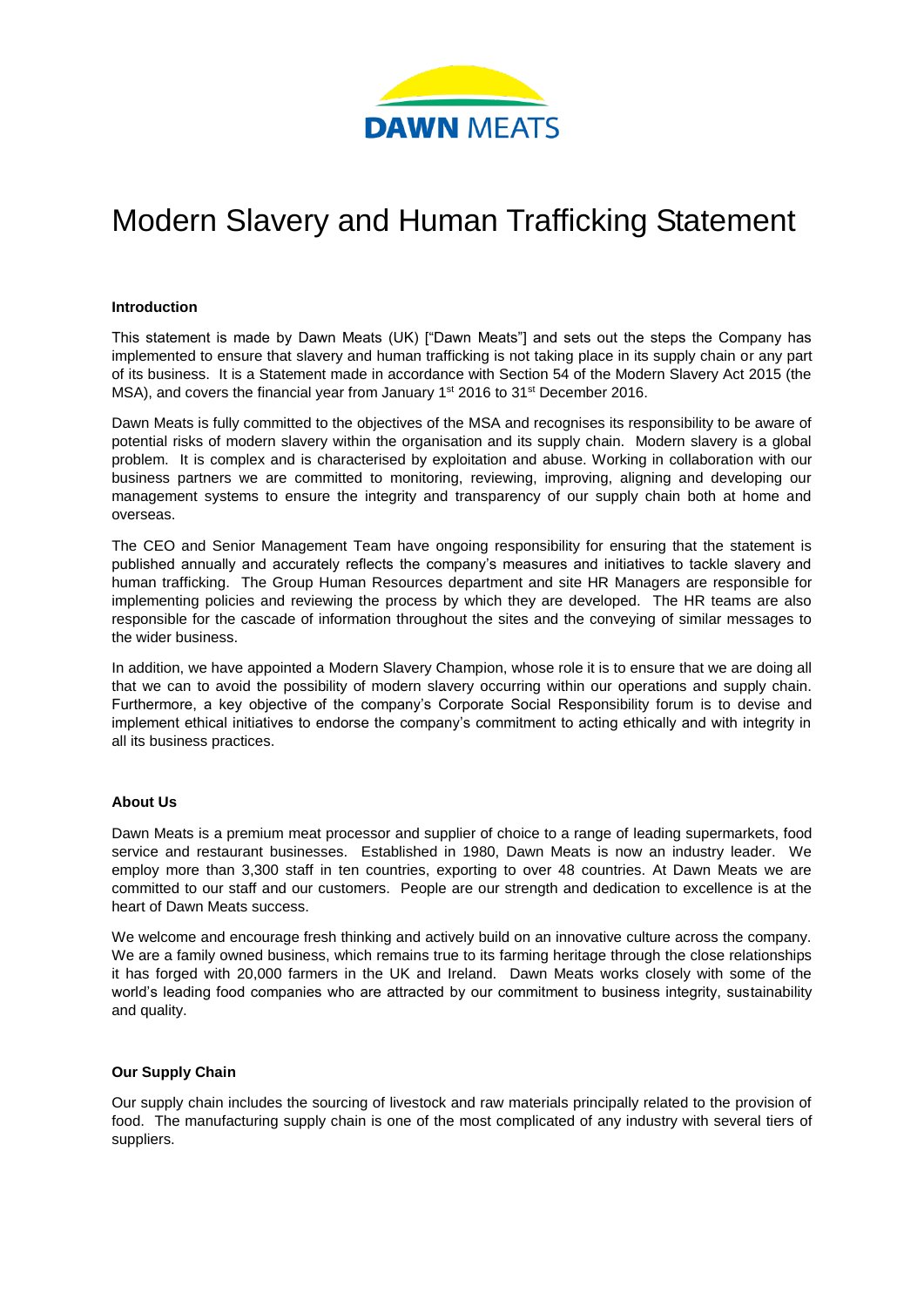DAWN MEATS

# Modern Slavery and Human Trafficking Statement

### Introduction

This statement is made by Dawn Meats (UK) ["Dawn Meats"] and sets out the steps the Company has implemented to ensure that slavery and human trafficking is not taking place in its supply chain or any part of its business. It is a Statement made in accordance with Section 54 of the Modern Slavery Act 2015 (the MSA), and covers the financial year from January 1st 2016 to 31st December 2016.

Dawn Meats is fully committed to the objectives of the MSA and recognises its responsibility to be aware of potential risks of modern slavery within the organisation and its supply chain. Modern slavery is a global problem. It is complex and is characterised by exploitation and abuse. Working in collaboration with our business partners we are committed to monitoring, reviewing, improving, aligning and developing our management systems to ensure the integrity and transparency of our supply chain both at home and overseas.

The CEO and Senior Management Team have ongoing responsibility for ensuring that the statement is published annually and accurately reflects the company's measures and initiatives to tackle slavery and human trafficking. The Group Human Resources department and site HR Managers are responsible for implementing policies and reviewing the process by which they are developed. The HR teams are also responsible for the cascade of information throughout the sites and the conveying of similar messages to the wider business.

In addition, we have appointed a Modern Slavery Champion, whose role it is to ensure that we are doing all that we can to avoid the possibility of modern slavery occurring within our operations and supply chain. Furthermore, a key objective of the company's Corporate Social Responsibility forum is to devise and implement ethical initiatives to endorse the company's commitment to acting ethically and with integrity in all its business practices.

### About Us

Dawn Meats is a premium meat processor and supplier of choice to a range of leading supermarkets, food service and restaurant businesses. Established in 1980, Dawn Meats is now an industry leader. We employ more than 3,300 staff in ten countries, exporting to over 48 countries. At Dawn Meats we are committed to our staff and our customers. People are our strength and dedication to excellence is at the heart of Dawn Meats success.

We welcome and encourage fresh thinking and actively build on an innovative culture across the company. We are a family owned business, which remains true to its farming heritage through the close relationships it has forged with 20,000 farmers in the UK and Ireland. Dawn Meats works closely with some of the world's leading food companies who are attracted by our commitment to business integrity, sustainability and quality.

### Our Supply Chain

Our supply chain includes the sourcing of livestock and raw materials principally related to the provision of food. The manufacturing supply chain is one of the most complicated of any industry with several tiers of suppliers.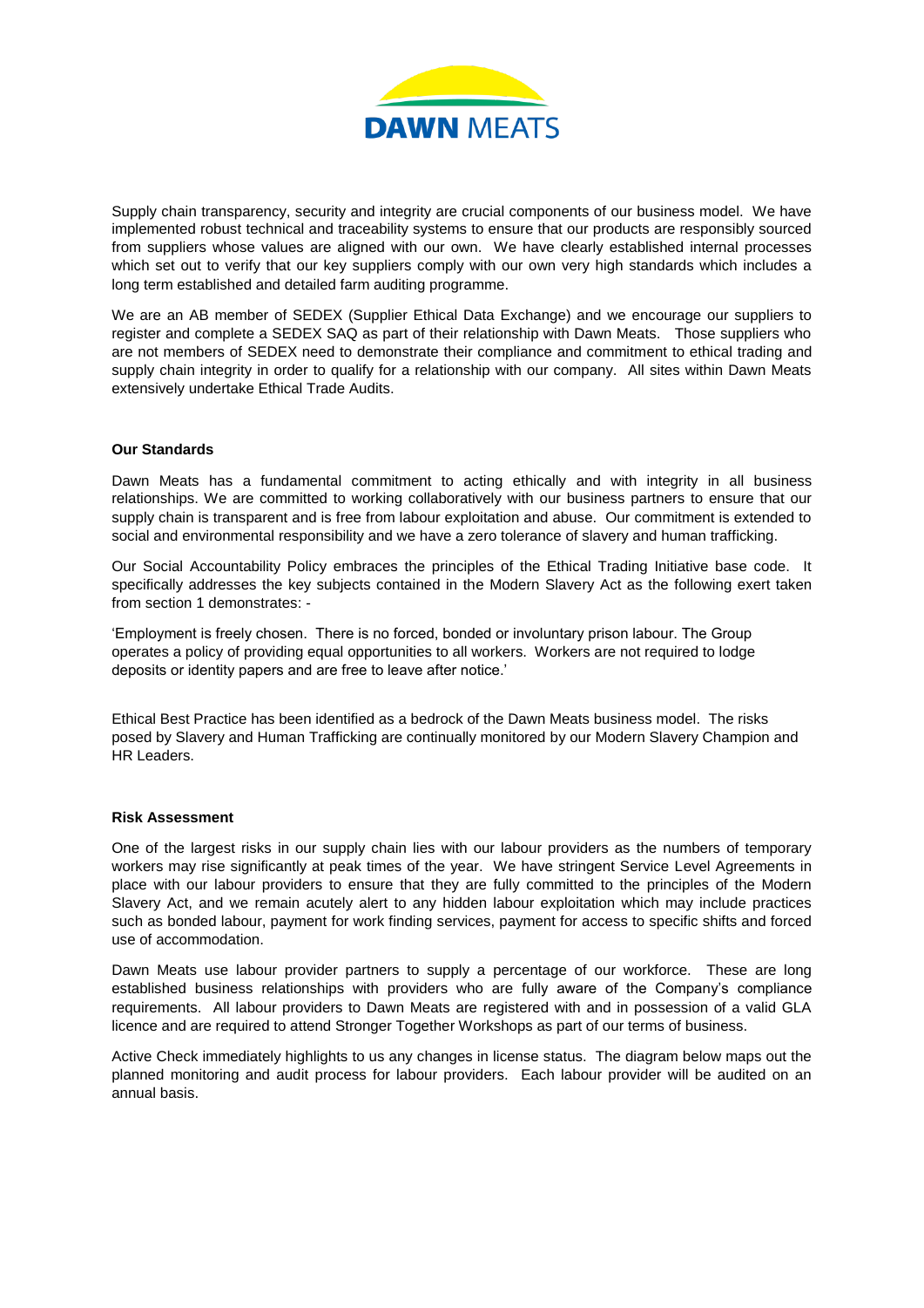Supply chain transparency, security and integrity are crucial components of our business model. We have implemented robust technical and traceability systems to ensure that our products are responsibly sourced from suppliers whose values are aligned with our own. We have clearly established internal processes which set out to verify that our key suppliers comply with our own very high standards which includes a long term established and detailed farm auditing programme.

We are an AB member of SEDEX (Supplier Ethical Data Exchange) and we encourage our suppliers to register and complete a SEDEX SAQ as part of their relationship with Dawn Meats. Those suppliers who are not members of SEDEX need to demonstrate their compliance and commitment to ethical trading and supply chain integrity in order to qualify for a relationship with our company. All sites within Dawn Meats extensively undertake Ethical Trade Audits.

**Our Standards**

Dawn Meats has a fundamental commitment to acting ethically and with integrity in all business relationships. We are committed to working collaboratively with our business partners to ensure that our supply chain is transparent and is free from labour exploitation and abuse. Our commitment is extended to social and environmental responsibility and we have a zero tolerance of slavery and human trafficking.

Our Social Accountability Policy embraces the principles of the Ethical Trading Initiative base code. It specifically addresses the key subjects contained in the Modern Slavery Act as the following exert taken from section 1 demonstrates: -

'Employment is freely chosen. There is no forced, bonded or involuntary prison labour. The Group operates a policy of providing equal opportunities to all workers. Workers are not required to lodge deposits or identity papers and are free to leave after notice.'

Ethical Best Practice has been identified as a bedrock of the Dawn Meats business model. The risks posed by Slavery and Human Trafficking are continually monitored by our Modern Slavery Champion and HR Leaders.

**Risk Assessment**

One of the largest risks in our supply chain lies with our labour providers as the numbers of temporary workers may rise significantly at peak times of the year. We have stringent Service Level Agreements in place with our labour providers to ensure that they are fully committed to the principles of the Modern Slavery Act, and we remain acutely alert to any hidden labour exploitation which may include practices such as bonded labour, payment for work finding services, payment for access to specific shifts and forced use of accommodation.

Dawn Meats use labour provider partners to supply a percentage of our workforce. These are long established business relationships with providers who are fully aware of the Company's compliance requirements. All labour providers to Dawn Meats are registered with and in possession of a valid GLA licence and are required to attend Stronger Together Workshops as part of our terms of business.

Active Check immediately highlights to us any changes in license status. The diagram below maps out the planned monitoring and audit process for labour providers. Each labour provider will be audited on an annual basis.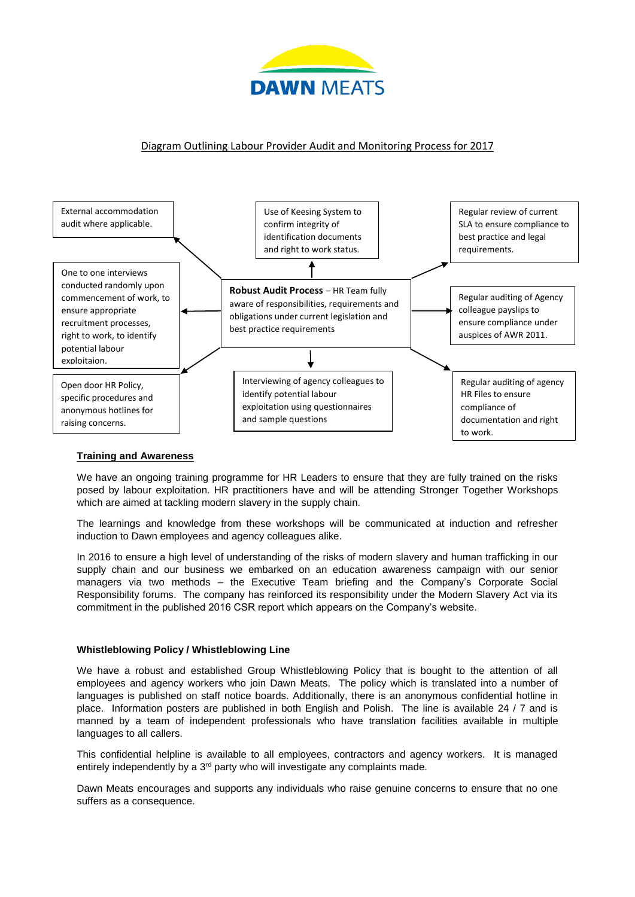DAWN MEATS

Diagram Outlining Labour Provider Audit and Monitoring Process for 2017

**Robust Audit Process** – HR Team fully aware of responsibilities, requirements and obligations under current legislation and best practice requirements

- External accommodation audit where applicable.
- Use of Keesing System to confirm integrity of identification documents and right to work status.
- Regular review of current SLA to ensure compliance to best practice and legal requirements.
- One to one interviews conducted randomly upon commencement of work, to ensure appropriate recruitment processes, right to work, to identify potential labour exploitaion.
- Regular auditing of Agency colleague payslips to ensure compliance under auspices of AWR 2011.
- Open door HR Policy, specific procedures and anonymous hotlines for raising concerns.
- Interviewing of agency colleagues to identify potential labour exploitation using questionnaires and sample questions
- Regular auditing of agency HR Files to ensure compliance of documentation and right to work.

## Training and Awareness

We have an ongoing training programme for HR Leaders to ensure that they are fully trained on the risks posed by labour exploitation. HR practitioners have and will be attending Stronger Together Workshops which are aimed at tackling modern slavery in the supply chain.

The learnings and knowledge from these workshops will be communicated at induction and refresher induction to Dawn employees and agency colleagues alike.

In 2016 to ensure a high level of understanding of the risks of modern slavery and human trafficking in our supply chain and our business we embarked on an education awareness campaign with our senior managers via two methods – the Executive Team briefing and the Company's Corporate Social Responsibility forums. The company has reinforced its responsibility under the Modern Slavery Act via its commitment in the published 2016 CSR report which appears on the Company's website.

## Whistleblowing Policy / Whistleblowing Line

We have a robust and established Group Whistleblowing Policy that is bought to the attention of all employees and agency workers who join Dawn Meats. The policy which is translated into a number of languages is published on staff notice boards. Additionally, there is an anonymous confidential hotline in place. Information posters are published in both English and Polish. The line is available 24 / 7 and is manned by a team of independent professionals who have translation facilities available in multiple languages to all callers.

This confidential helpline is available to all employees, contractors and agency workers. It is managed entirely independently by a 3rd party who will investigate any complaints made.

Dawn Meats encourages and supports any individuals who raise genuine concerns to ensure that no one suffers as a consequence.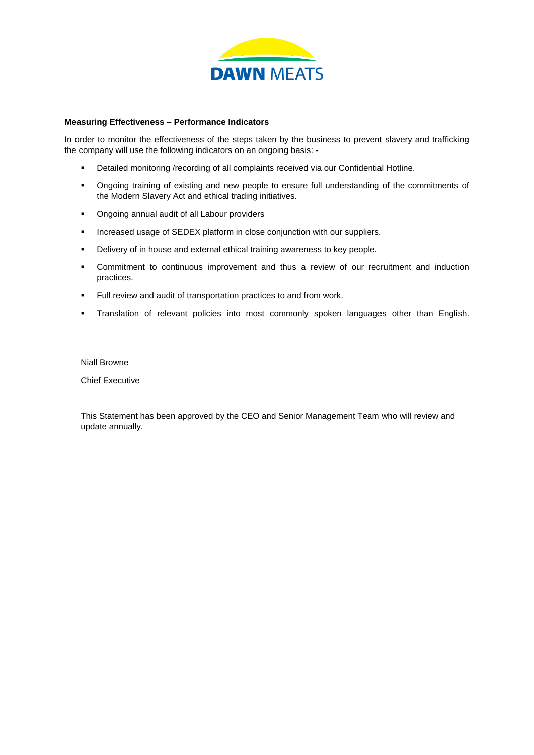**Measuring Effectiveness – Performance Indicators**

In order to monitor the effectiveness of the steps taken by the business to prevent slavery and trafficking the company will use the following indicators on an ongoing basis: -

- Detailed monitoring /recording of all complaints received via our Confidential Hotline.
- Ongoing training of existing and new people to ensure full understanding of the commitments of the Modern Slavery Act and ethical trading initiatives.
- Ongoing annual audit of all Labour providers
- Increased usage of SEDEX platform in close conjunction with our suppliers.
- Delivery of in house and external ethical training awareness to key people.
- Commitment to continuous improvement and thus a review of our recruitment and induction practices.
- Full review and audit of transportation practices to and from work.
- Translation of relevant policies into most commonly spoken languages other than English.

Niall Browne

Chief Executive

This Statement has been approved by the CEO and Senior Management Team who will review and update annually.